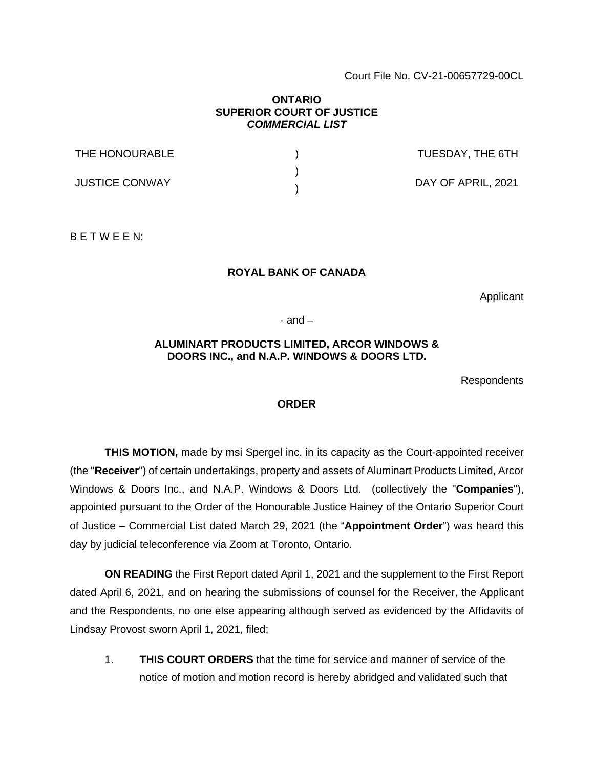Court File No. CV-21-00657729-00CL

**ONTARIO**
**SUPERIOR COURT OF JUSTICE**
***COMMERCIAL LIST***

| | | |
|---|---|---|
| THE HONOURABLE | ) | TUESDAY, THE 6TH |
| | ) | |
| JUSTICE CONWAY | ) | DAY OF APRIL, 2021 |

B E T W E E N:

**ROYAL BANK OF CANADA**

Applicant

- and –

**ALUMINART PRODUCTS LIMITED, ARCOR WINDOWS & DOORS INC., and N.A.P. WINDOWS & DOORS LTD.**

Respondents

**ORDER**

**THIS MOTION,** made by msi Spergel inc. in its capacity as the Court-appointed receiver (the "**Receiver**") of certain undertakings, property and assets of Aluminart Products Limited, Arcor Windows & Doors Inc., and N.A.P. Windows & Doors Ltd. (collectively the "**Companies**"), appointed pursuant to the Order of the Honourable Justice Hainey of the Ontario Superior Court of Justice – Commercial List dated March 29, 2021 (the "**Appointment Order**") was heard this day by judicial teleconference via Zoom at Toronto, Ontario.

**ON READING** the First Report dated April 1, 2021 and the supplement to the First Report dated April 6, 2021, and on hearing the submissions of counsel for the Receiver, the Applicant and the Respondents, no one else appearing although served as evidenced by the Affidavits of Lindsay Provost sworn April 1, 2021, filed;

1. **THIS COURT ORDERS** that the time for service and manner of service of the notice of motion and motion record is hereby abridged and validated such that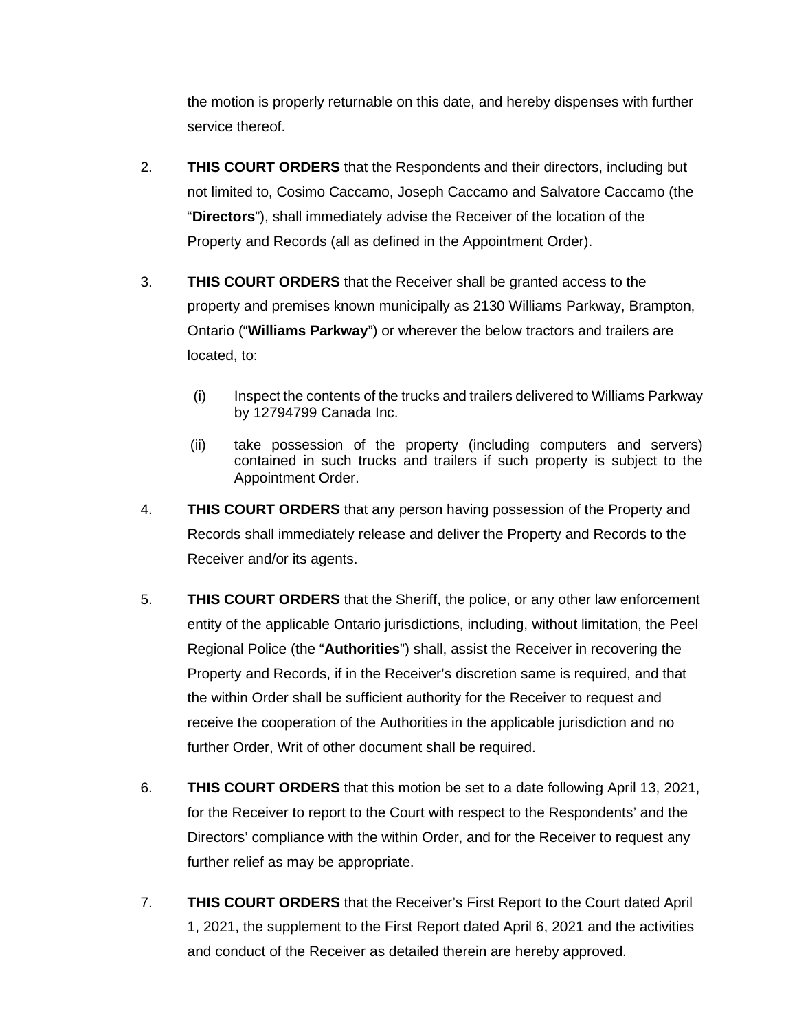the motion is properly returnable on this date, and hereby dispenses with further service thereof.

2. **THIS COURT ORDERS** that the Respondents and their directors, including but not limited to, Cosimo Caccamo, Joseph Caccamo and Salvatore Caccamo (the "**Directors**"), shall immediately advise the Receiver of the location of the Property and Records (all as defined in the Appointment Order).

3. **THIS COURT ORDERS** that the Receiver shall be granted access to the property and premises known municipally as 2130 Williams Parkway, Brampton, Ontario ("**Williams Parkway**") or wherever the below tractors and trailers are located, to:

   (i) Inspect the contents of the trucks and trailers delivered to Williams Parkway by 12794799 Canada Inc.

   (ii) take possession of the property (including computers and servers) contained in such trucks and trailers if such property is subject to the Appointment Order.

4. **THIS COURT ORDERS** that any person having possession of the Property and Records shall immediately release and deliver the Property and Records to the Receiver and/or its agents.

5. **THIS COURT ORDERS** that the Sheriff, the police, or any other law enforcement entity of the applicable Ontario jurisdictions, including, without limitation, the Peel Regional Police (the "**Authorities**") shall, assist the Receiver in recovering the Property and Records, if in the Receiver's discretion same is required, and that the within Order shall be sufficient authority for the Receiver to request and receive the cooperation of the Authorities in the applicable jurisdiction and no further Order, Writ of other document shall be required.

6. **THIS COURT ORDERS** that this motion be set to a date following April 13, 2021, for the Receiver to report to the Court with respect to the Respondents' and the Directors' compliance with the within Order, and for the Receiver to request any further relief as may be appropriate.

7. **THIS COURT ORDERS** that the Receiver's First Report to the Court dated April 1, 2021, the supplement to the First Report dated April 6, 2021 and the activities and conduct of the Receiver as detailed therein are hereby approved.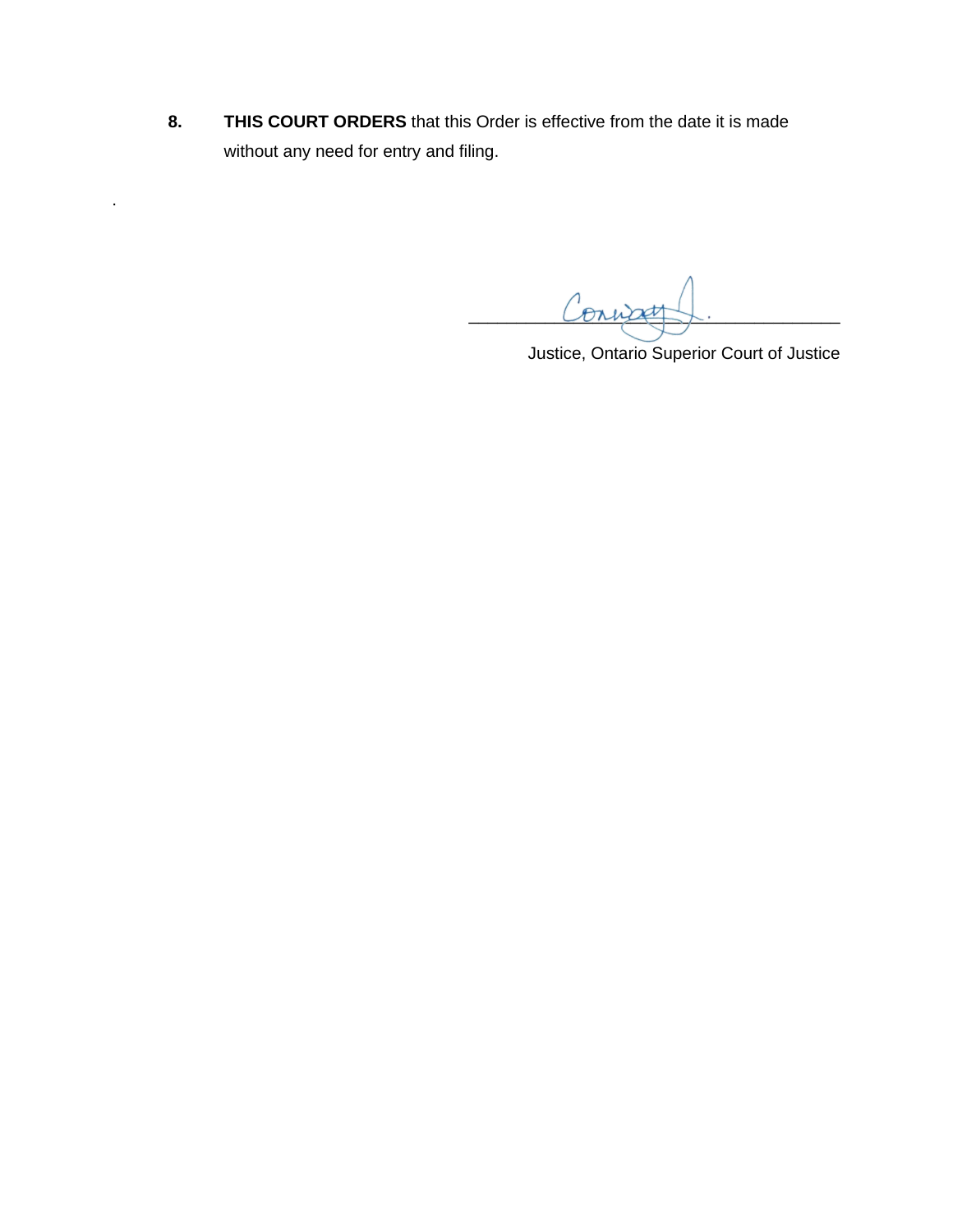8. **THIS COURT ORDERS** that this Order is effective from the date it is made without any need for entry and filing.

.

Conway J.

\_\_\_\_\_\_\_\_\_\_\_\_\_\_\_\_\_\_\_\_\_\_\_\_\_\_\_\_\_\_\_\_\_\_\_\_\_\_\_\_\_\_

Justice, Ontario Superior Court of Justice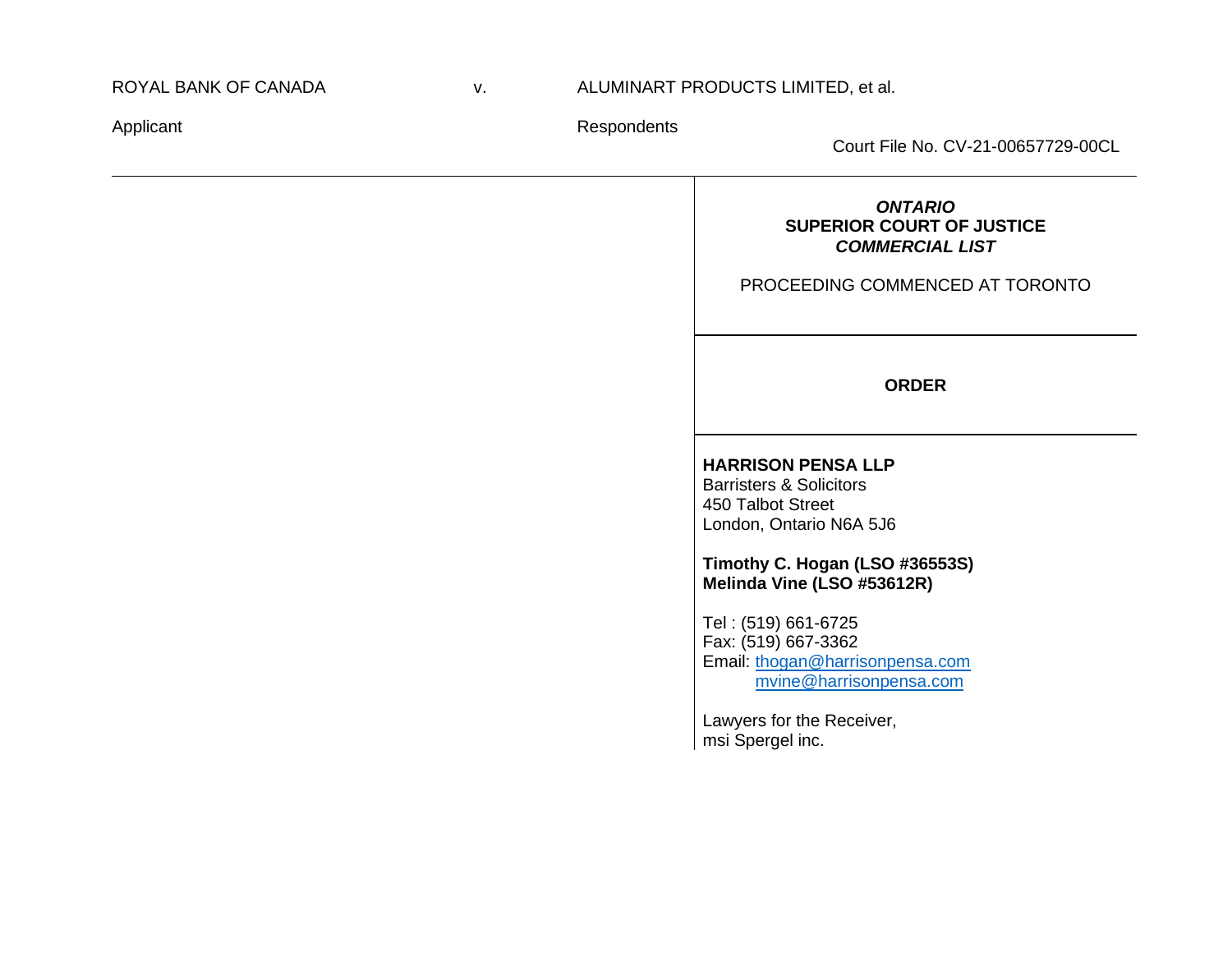ROYAL BANK OF CANADA v. ALUMINART PRODUCTS LIMITED, et al.

Applicant Respondents

Court File No. CV-21-00657729-00CL

***ONTARIO***
**SUPERIOR COURT OF JUSTICE**
***COMMERCIAL LIST***

PROCEEDING COMMENCED AT TORONTO

**ORDER**

**HARRISON PENSA LLP**
Barristers & Solicitors
450 Talbot Street
London, Ontario N6A 5J6

**Timothy C. Hogan (LSO #36553S)**
**Melinda Vine (LSO #53612R)**

Tel : (519) 661-6725
Fax: (519) 667-3362
Email: thogan@harrisonpensa.com
mvine@harrisonpensa.com

Lawyers for the Receiver,
msi Spergel inc.